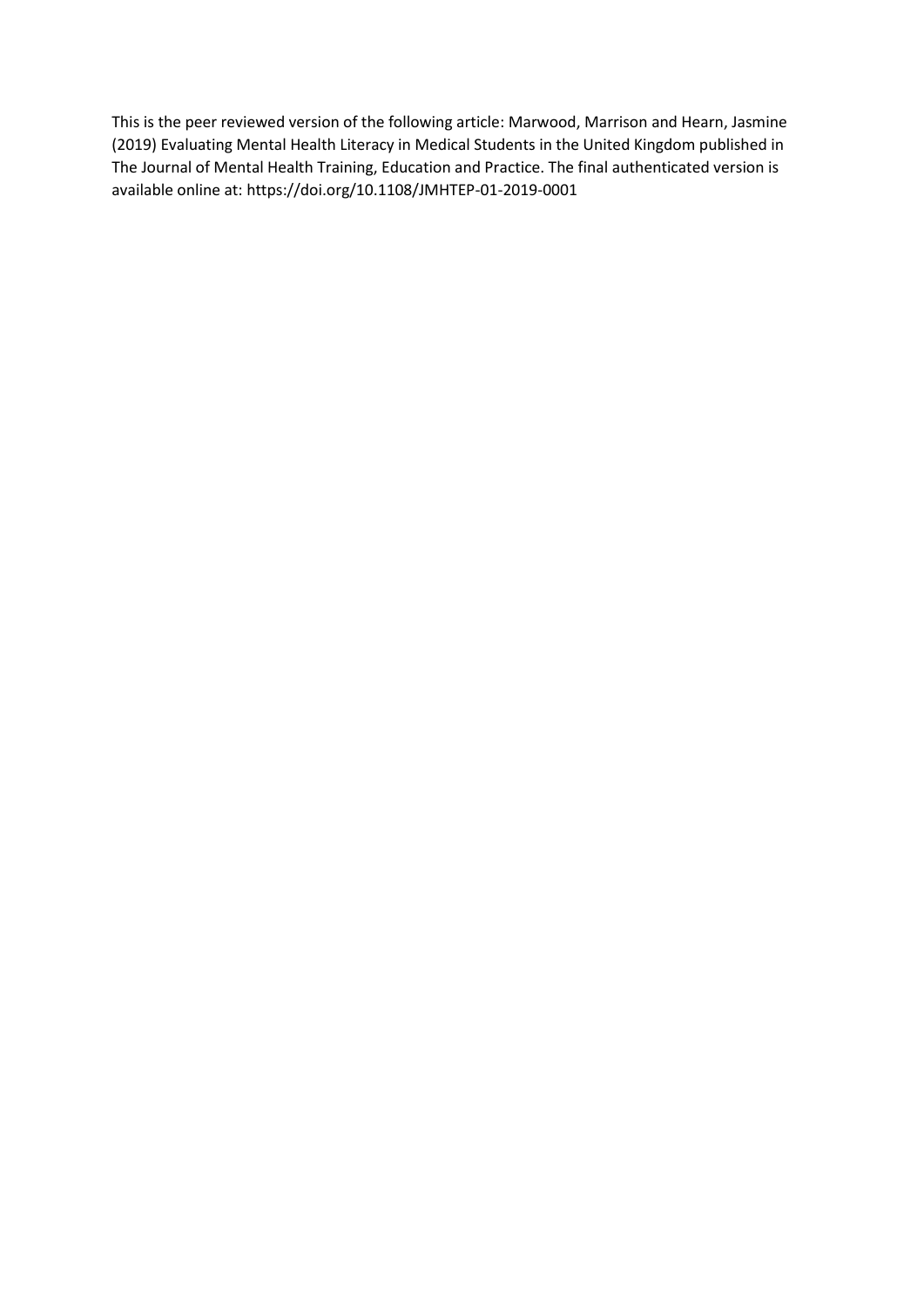This is the peer reviewed version of the following article: Marwood, Marrison and Hearn, Jasmine (2019) Evaluating Mental Health Literacy in Medical Students in the United Kingdom published in The Journal of Mental Health Training, Education and Practice. The final authenticated version is available online at: https://doi.org/10.1108/JMHTEP-01-2019-0001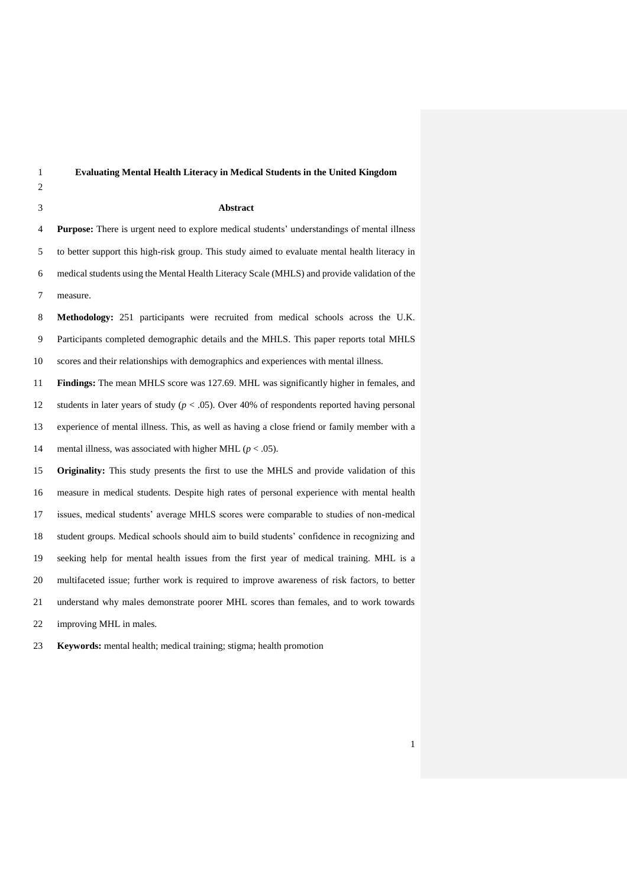**Evaluating Mental Health Literacy in Medical Students in the United Kingdom**

**Abstract**

**Purpose:** There is urgent need to explore medical students' understandings of mental illness to better support this high-risk group. This study aimed to evaluate mental health literacy in medical students using the Mental Health Literacy Scale (MHLS) and provide validation of the measure.

**Methodology:** 251 participants were recruited from medical schools across the U.K. Participants completed demographic details and the MHLS. This paper reports total MHLS scores and their relationships with demographics and experiences with mental illness.

**Findings:** The mean MHLS score was 127.69. MHL was significantly higher in females, and students in later years of study ($p < .05$). Over 40% of respondents reported having personal experience of mental illness. This, as well as having a close friend or family member with a mental illness, was associated with higher MHL ($p < .05$).

**Originality:** This study presents the first to use the MHLS and provide validation of this measure in medical students. Despite high rates of personal experience with mental health issues, medical students' average MHLS scores were comparable to studies of non-medical student groups. Medical schools should aim to build students' confidence in recognizing and seeking help for mental health issues from the first year of medical training. MHL is a multifaceted issue; further work is required to improve awareness of risk factors, to better understand why males demonstrate poorer MHL scores than females, and to work towards improving MHL in males.

**Keywords:** mental health; medical training; stigma; health promotion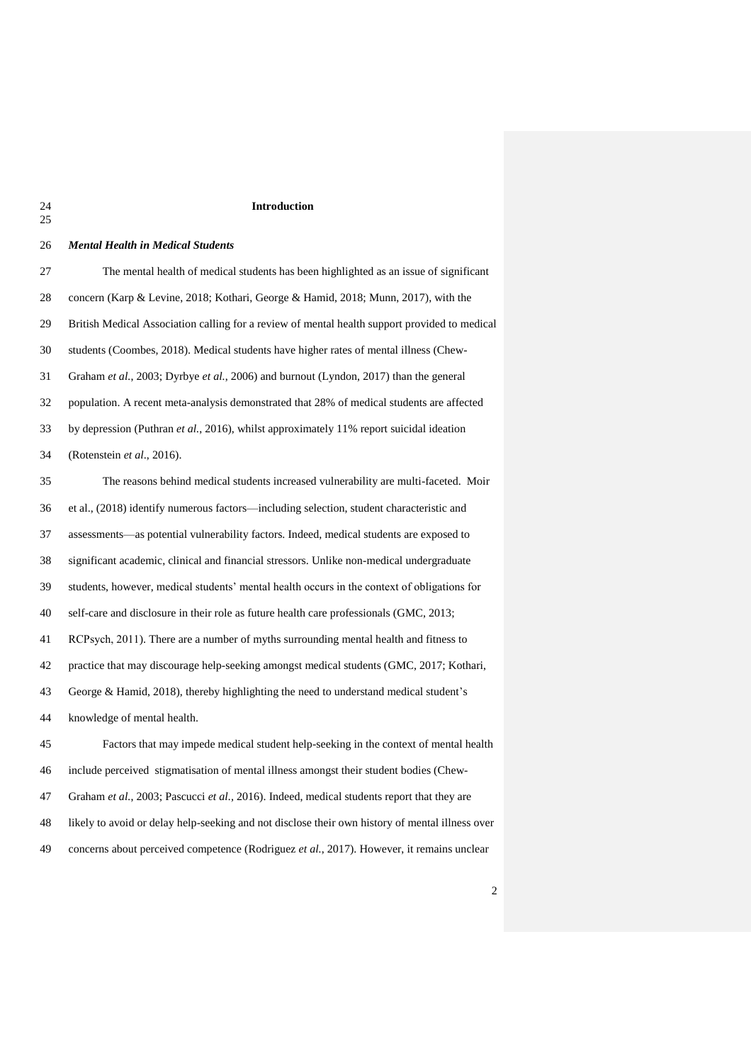# Introduction

## *Mental Health in Medical Students*

The mental health of medical students has been highlighted as an issue of significant concern (Karp & Levine, 2018; Kothari, George & Hamid, 2018; Munn, 2017), with the British Medical Association calling for a review of mental health support provided to medical students (Coombes, 2018). Medical students have higher rates of mental illness (Chew-Graham *et al.*, 2003; Dyrbye *et al.*, 2006) and burnout (Lyndon, 2017) than the general population. A recent meta-analysis demonstrated that 28% of medical students are affected by depression (Puthran *et al.*, 2016), whilst approximately 11% report suicidal ideation (Rotenstein *et al*., 2016).

The reasons behind medical students increased vulnerability are multi-faceted. Moir et al., (2018) identify numerous factors—including selection, student characteristic and assessments—as potential vulnerability factors. Indeed, medical students are exposed to significant academic, clinical and financial stressors. Unlike non-medical undergraduate students, however, medical students' mental health occurs in the context of obligations for self-care and disclosure in their role as future health care professionals (GMC, 2013; RCPsych, 2011). There are a number of myths surrounding mental health and fitness to practice that may discourage help-seeking amongst medical students (GMC, 2017; Kothari, George & Hamid, 2018), thereby highlighting the need to understand medical student's knowledge of mental health.

Factors that may impede medical student help-seeking in the context of mental health include perceived stigmatisation of mental illness amongst their student bodies (Chew-Graham *et al.*, 2003; Pascucci *et al.,* 2016). Indeed, medical students report that they are likely to avoid or delay help-seeking and not disclose their own history of mental illness over concerns about perceived competence (Rodriguez *et al.,* 2017). However, it remains unclear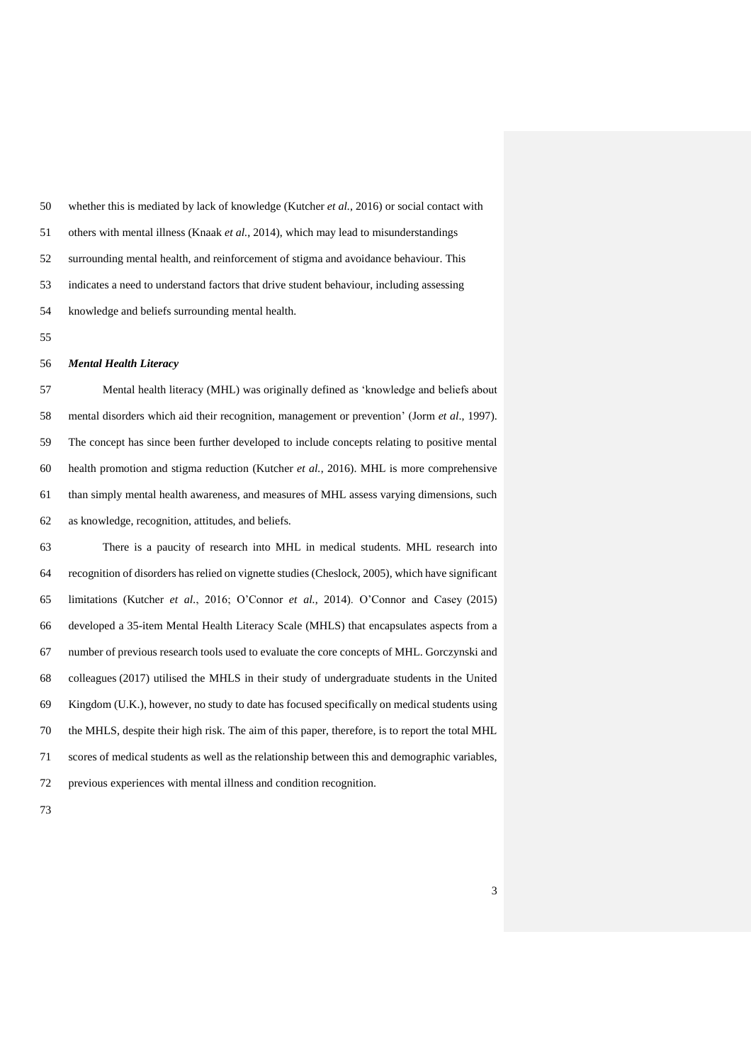whether this is mediated by lack of knowledge (Kutcher *et al.*, 2016) or social contact with others with mental illness (Knaak *et al.*, 2014), which may lead to misunderstandings surrounding mental health, and reinforcement of stigma and avoidance behaviour. This indicates a need to understand factors that drive student behaviour, including assessing knowledge and beliefs surrounding mental health.

### *Mental Health Literacy*

Mental health literacy (MHL) was originally defined as 'knowledge and beliefs about mental disorders which aid their recognition, management or prevention' (Jorm *et al*., 1997). The concept has since been further developed to include concepts relating to positive mental health promotion and stigma reduction (Kutcher *et al.*, 2016). MHL is more comprehensive than simply mental health awareness, and measures of MHL assess varying dimensions, such as knowledge, recognition, attitudes, and beliefs.

There is a paucity of research into MHL in medical students. MHL research into recognition of disorders has relied on vignette studies (Cheslock, 2005), which have significant limitations (Kutcher *et al.*, 2016; O'Connor *et al.*, 2014). O'Connor and Casey (2015) developed a 35-item Mental Health Literacy Scale (MHLS) that encapsulates aspects from a number of previous research tools used to evaluate the core concepts of MHL. Gorczynski and colleagues (2017) utilised the MHLS in their study of undergraduate students in the United Kingdom (U.K.), however, no study to date has focused specifically on medical students using the MHLS, despite their high risk. The aim of this paper, therefore, is to report the total MHL scores of medical students as well as the relationship between this and demographic variables, previous experiences with mental illness and condition recognition.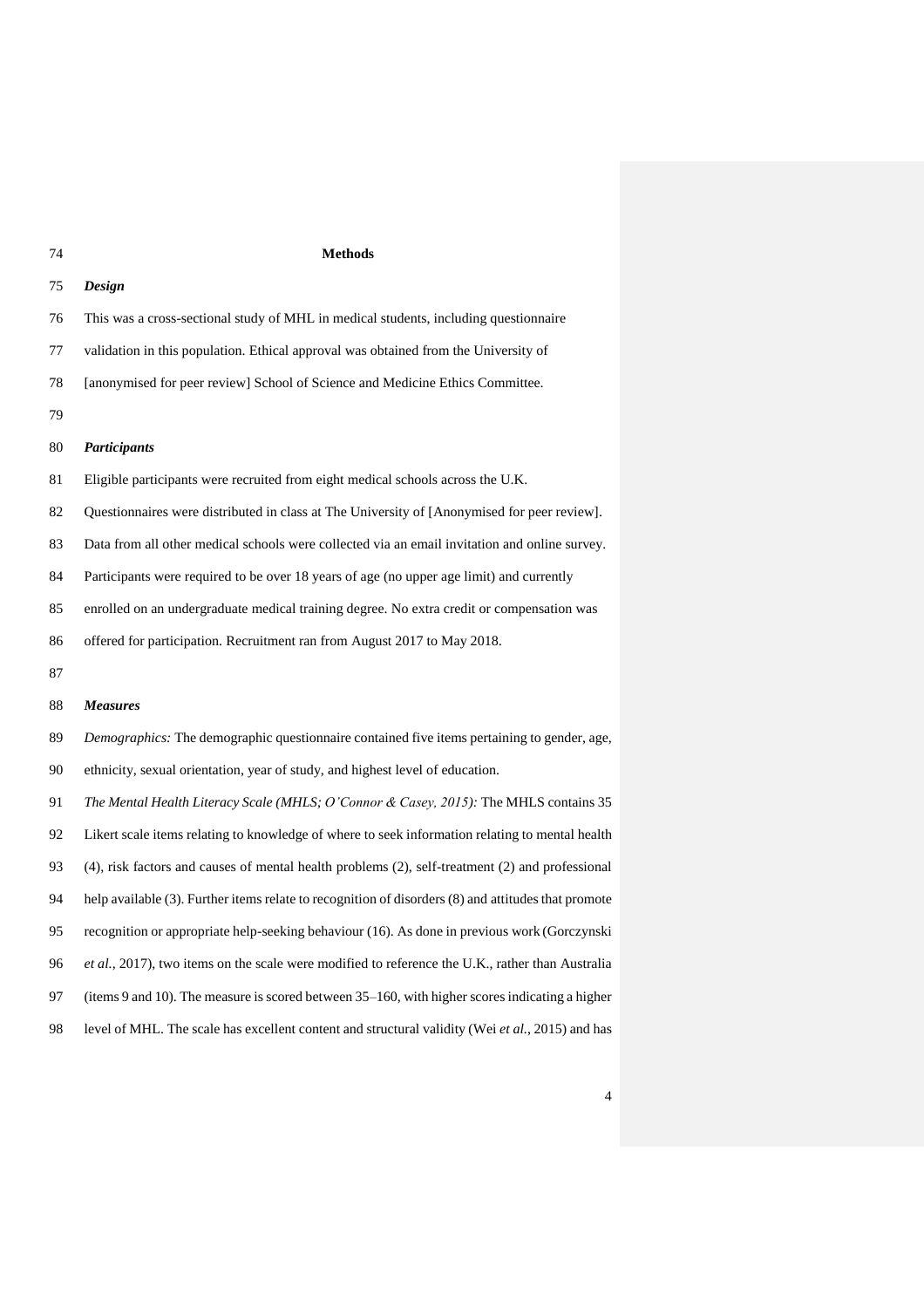## Methods

### *Design*

This was a cross-sectional study of MHL in medical students, including questionnaire validation in this population. Ethical approval was obtained from the University of [anonymised for peer review] School of Science and Medicine Ethics Committee.

### *Participants*

Eligible participants were recruited from eight medical schools across the U.K. Questionnaires were distributed in class at The University of [Anonymised for peer review]. Data from all other medical schools were collected via an email invitation and online survey. Participants were required to be over 18 years of age (no upper age limit) and currently enrolled on an undergraduate medical training degree. No extra credit or compensation was offered for participation. Recruitment ran from August 2017 to May 2018.

### *Measures*

*Demographics:* The demographic questionnaire contained five items pertaining to gender, age, ethnicity, sexual orientation, year of study, and highest level of education.

*The Mental Health Literacy Scale (MHLS; O'Connor & Casey, 2015):* The MHLS contains 35 Likert scale items relating to knowledge of where to seek information relating to mental health (4), risk factors and causes of mental health problems (2), self-treatment (2) and professional help available (3). Further items relate to recognition of disorders (8) and attitudes that promote recognition or appropriate help-seeking behaviour (16). As done in previous work (Gorczynski *et al.*, 2017), two items on the scale were modified to reference the U.K., rather than Australia (items 9 and 10). The measure is scored between 35–160, with higher scores indicating a higher level of MHL. The scale has excellent content and structural validity (Wei *et al.*, 2015) and has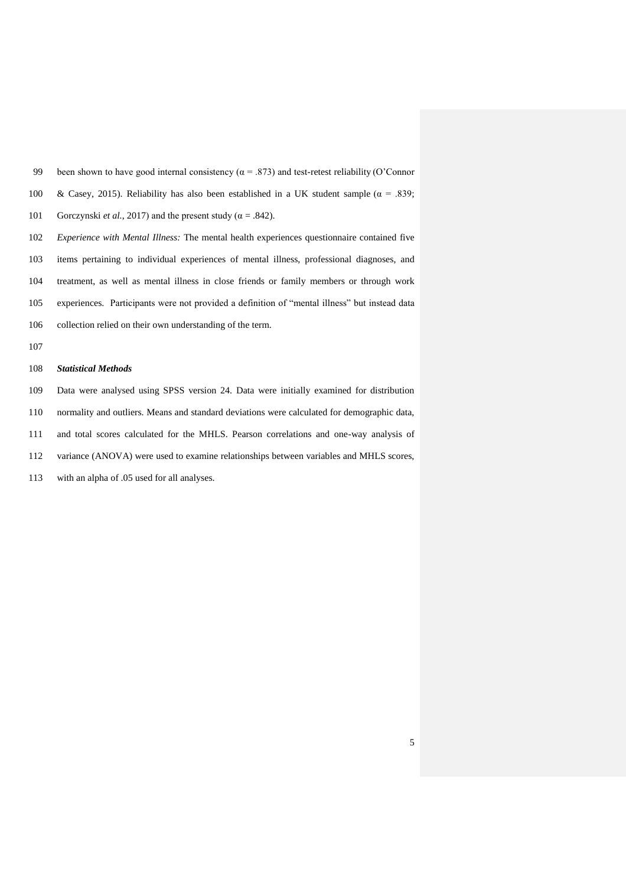been shown to have good internal consistency ($\alpha = .873$) and test-retest reliability (O'Connor & Casey, 2015). Reliability has also been established in a UK student sample ($\alpha = .839$; Gorczynski *et al.*, 2017) and the present study ($\alpha = .842$).

*Experience with Mental Illness:* The mental health experiences questionnaire contained five items pertaining to individual experiences of mental illness, professional diagnoses, and treatment, as well as mental illness in close friends or family members or through work experiences. Participants were not provided a definition of "mental illness" but instead data collection relied on their own understanding of the term.

### ***Statistical Methods***

Data were analysed using SPSS version 24. Data were initially examined for distribution normality and outliers. Means and standard deviations were calculated for demographic data, and total scores calculated for the MHLS. Pearson correlations and one-way analysis of variance (ANOVA) were used to examine relationships between variables and MHLS scores, with an alpha of .05 used for all analyses.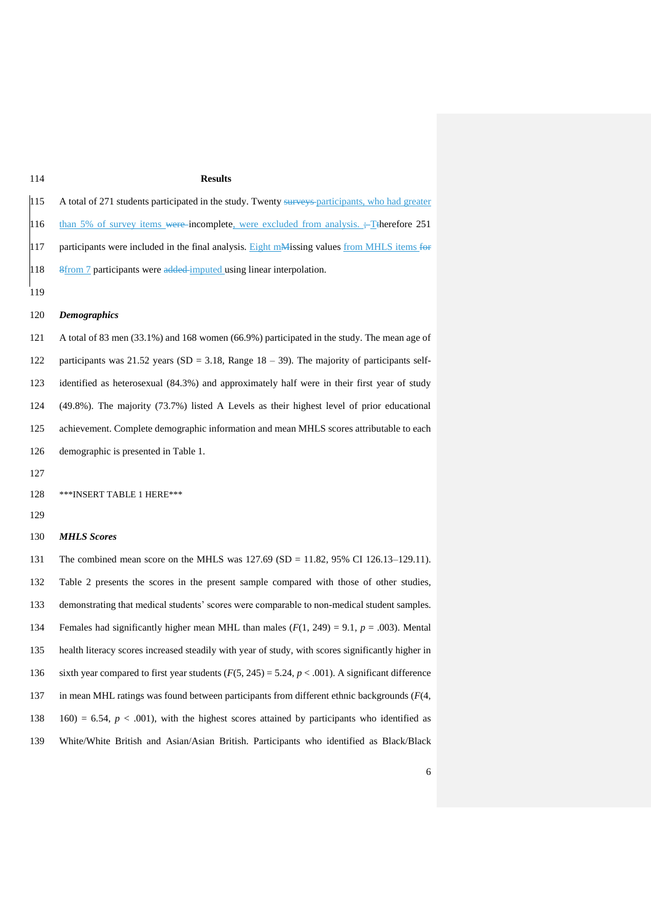# Results

A total of 271 students participated in the study. Twenty participants, who had greater than 5% of survey items incomplete, were excluded from analysis. Therefore 251 participants were included in the final analysis. Eight missing values from MHLS items from 7 participants were imputed using linear interpolation.

## *Demographics*

A total of 83 men (33.1%) and 168 women (66.9%) participated in the study. The mean age of participants was 21.52 years (SD = 3.18, Range 18 – 39). The majority of participants self-identified as heterosexual (84.3%) and approximately half were in their first year of study (49.8%). The majority (73.7%) listed A Levels as their highest level of prior educational achievement. Complete demographic information and mean MHLS scores attributable to each demographic is presented in Table 1.

***INSERT TABLE 1 HERE***

## *MHLS Scores*

The combined mean score on the MHLS was 127.69 (SD = 11.82, 95% CI 126.13–129.11). Table 2 presents the scores in the present sample compared with those of other studies, demonstrating that medical students' scores were comparable to non-medical student samples. Females had significantly higher mean MHL than males ($F(1, 249) = 9.1$, $p = .003$). Mental health literacy scores increased steadily with year of study, with scores significantly higher in sixth year compared to first year students ($F(5, 245) = 5.24$, $p < .001$). A significant difference in mean MHL ratings was found between participants from different ethnic backgrounds ($F(4, 160) = 6.54$, $p < .001$), with the highest scores attained by participants who identified as White/White British and Asian/Asian British. Participants who identified as Black/Black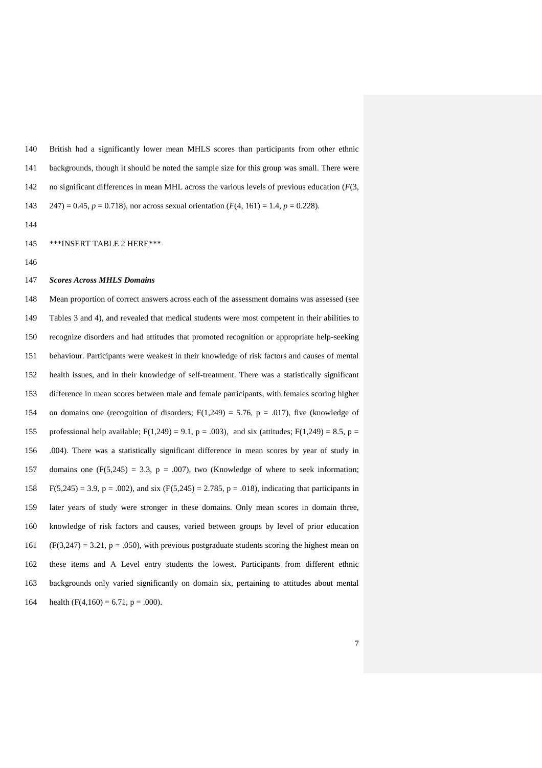British had a significantly lower mean MHLS scores than participants from other ethnic backgrounds, though it should be noted the sample size for this group was small. There were no significant differences in mean MHL across the various levels of previous education ($F(3, 247) = 0.45$, $p = 0.718$), nor across sexual orientation ($F(4, 161) = 1.4$, $p = 0.228$).

***INSERT TABLE 2 HERE***

### *Scores Across MHLS Domains*

Mean proportion of correct answers across each of the assessment domains was assessed (see Tables 3 and 4), and revealed that medical students were most competent in their abilities to recognize disorders and had attitudes that promoted recognition or appropriate help-seeking behaviour. Participants were weakest in their knowledge of risk factors and causes of mental health issues, and in their knowledge of self-treatment. There was a statistically significant difference in mean scores between male and female participants, with females scoring higher on domains one (recognition of disorders; $F(1,249) = 5.76$, $p = .017$), five (knowledge of professional help available; $F(1,249) = 9.1$, $p = .003$), and six (attitudes; $F(1,249) = 8.5$, $p = .004$). There was a statistically significant difference in mean scores by year of study in domains one ($F(5,245) = 3.3$, $p = .007$), two (Knowledge of where to seek information; $F(5,245) = 3.9$, $p = .002$), and six ($F(5,245) = 2.785$, $p = .018$), indicating that participants in later years of study were stronger in these domains. Only mean scores in domain three, knowledge of risk factors and causes, varied between groups by level of prior education ($F(3,247) = 3.21$, $p = .050$), with previous postgraduate students scoring the highest mean on these items and A Level entry students the lowest. Participants from different ethnic backgrounds only varied significantly on domain six, pertaining to attitudes about mental health ($F(4,160) = 6.71$, $p = .000$).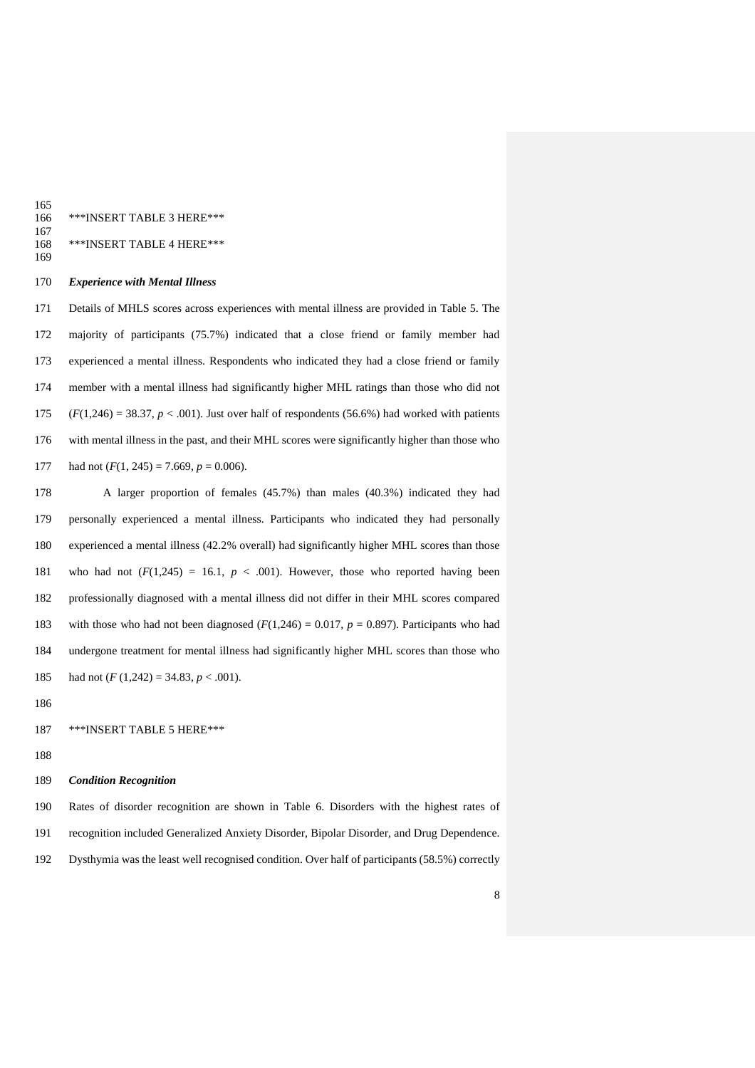***INSERT TABLE 3 HERE***

***INSERT TABLE 4 HERE***

### *Experience with Mental Illness*

Details of MHLS scores across experiences with mental illness are provided in Table 5. The majority of participants (75.7%) indicated that a close friend or family member had experienced a mental illness. Respondents who indicated they had a close friend or family member with a mental illness had significantly higher MHL ratings than those who did not ($F(1,246) = 38.37$, $p < .001$). Just over half of respondents (56.6%) had worked with patients with mental illness in the past, and their MHL scores were significantly higher than those who had not ($F(1, 245) = 7.669$, $p = 0.006$).

A larger proportion of females (45.7%) than males (40.3%) indicated they had personally experienced a mental illness. Participants who indicated they had personally experienced a mental illness (42.2% overall) had significantly higher MHL scores than those who had not ($F(1,245) = 16.1$, $p < .001$). However, those who reported having been professionally diagnosed with a mental illness did not differ in their MHL scores compared with those who had not been diagnosed ($F(1,246) = 0.017$, $p = 0.897$). Participants who had undergone treatment for mental illness had significantly higher MHL scores than those who had not ($F(1,242) = 34.83$, $p < .001$).

***INSERT TABLE 5 HERE***

### *Condition Recognition*

Rates of disorder recognition are shown in Table 6. Disorders with the highest rates of recognition included Generalized Anxiety Disorder, Bipolar Disorder, and Drug Dependence. Dysthymia was the least well recognised condition. Over half of participants (58.5%) correctly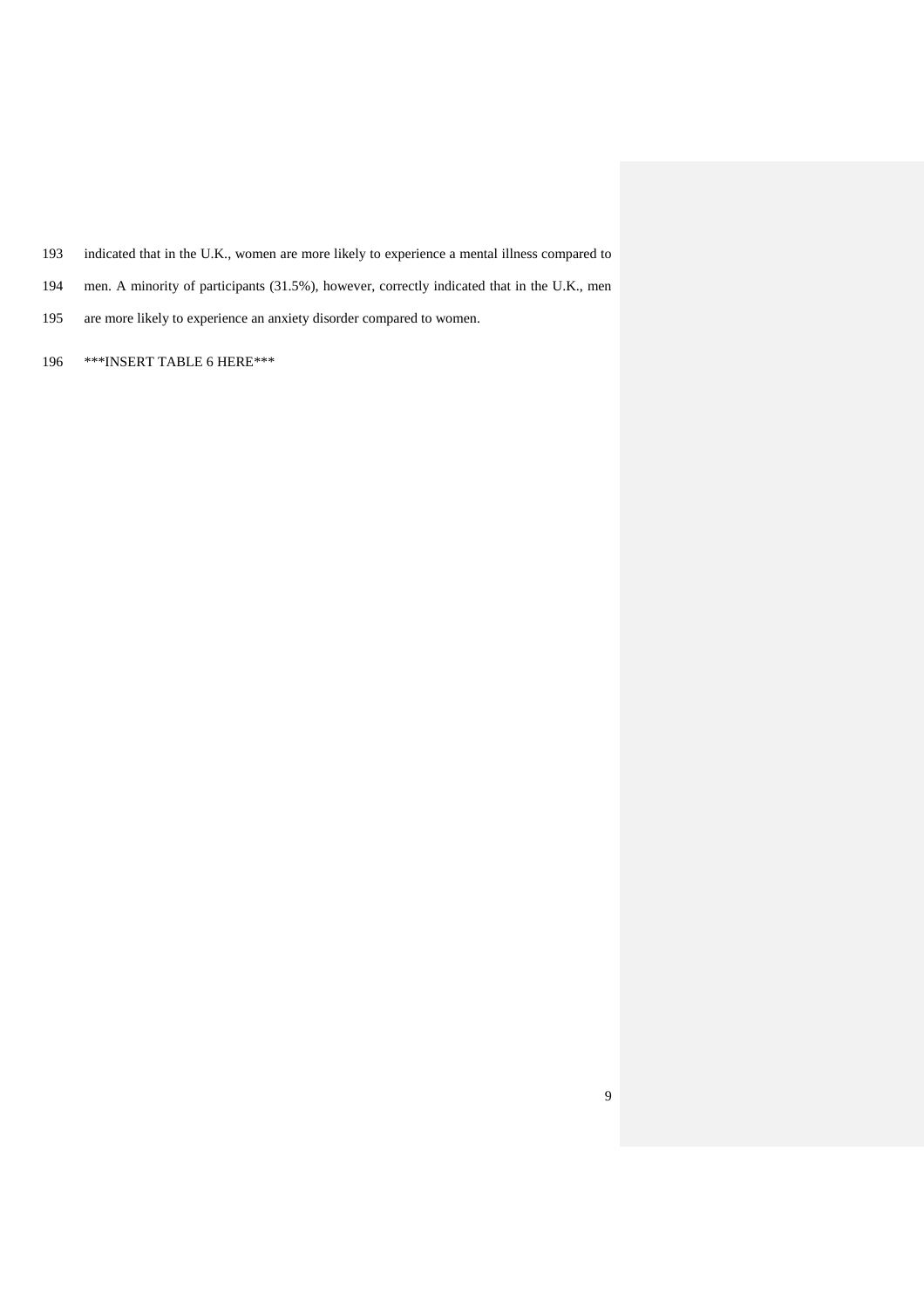indicated that in the U.K., women are more likely to experience a mental illness compared to men. A minority of participants (31.5%), however, correctly indicated that in the U.K., men are more likely to experience an anxiety disorder compared to women.

***INSERT TABLE 6 HERE***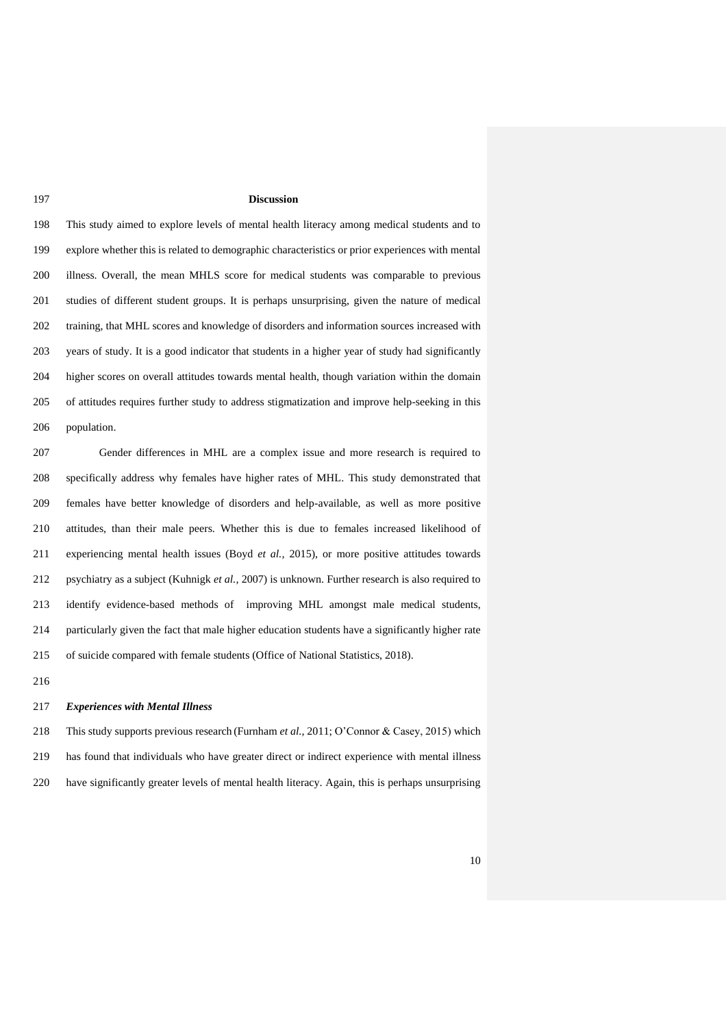## Discussion

This study aimed to explore levels of mental health literacy among medical students and to explore whether this is related to demographic characteristics or prior experiences with mental illness. Overall, the mean MHLS score for medical students was comparable to previous studies of different student groups. It is perhaps unsurprising, given the nature of medical training, that MHL scores and knowledge of disorders and information sources increased with years of study. It is a good indicator that students in a higher year of study had significantly higher scores on overall attitudes towards mental health, though variation within the domain of attitudes requires further study to address stigmatization and improve help-seeking in this population.

Gender differences in MHL are a complex issue and more research is required to specifically address why females have higher rates of MHL. This study demonstrated that females have better knowledge of disorders and help-available, as well as more positive attitudes, than their male peers. Whether this is due to females increased likelihood of experiencing mental health issues (Boyd *et al.,* 2015), or more positive attitudes towards psychiatry as a subject (Kuhnigk *et al.,* 2007) is unknown. Further research is also required to identify evidence-based methods of improving MHL amongst male medical students, particularly given the fact that male higher education students have a significantly higher rate of suicide compared with female students (Office of National Statistics, 2018).

### *Experiences with Mental Illness*

This study supports previous research (Furnham *et al.*, 2011; O'Connor & Casey, 2015) which has found that individuals who have greater direct or indirect experience with mental illness have significantly greater levels of mental health literacy. Again, this is perhaps unsurprising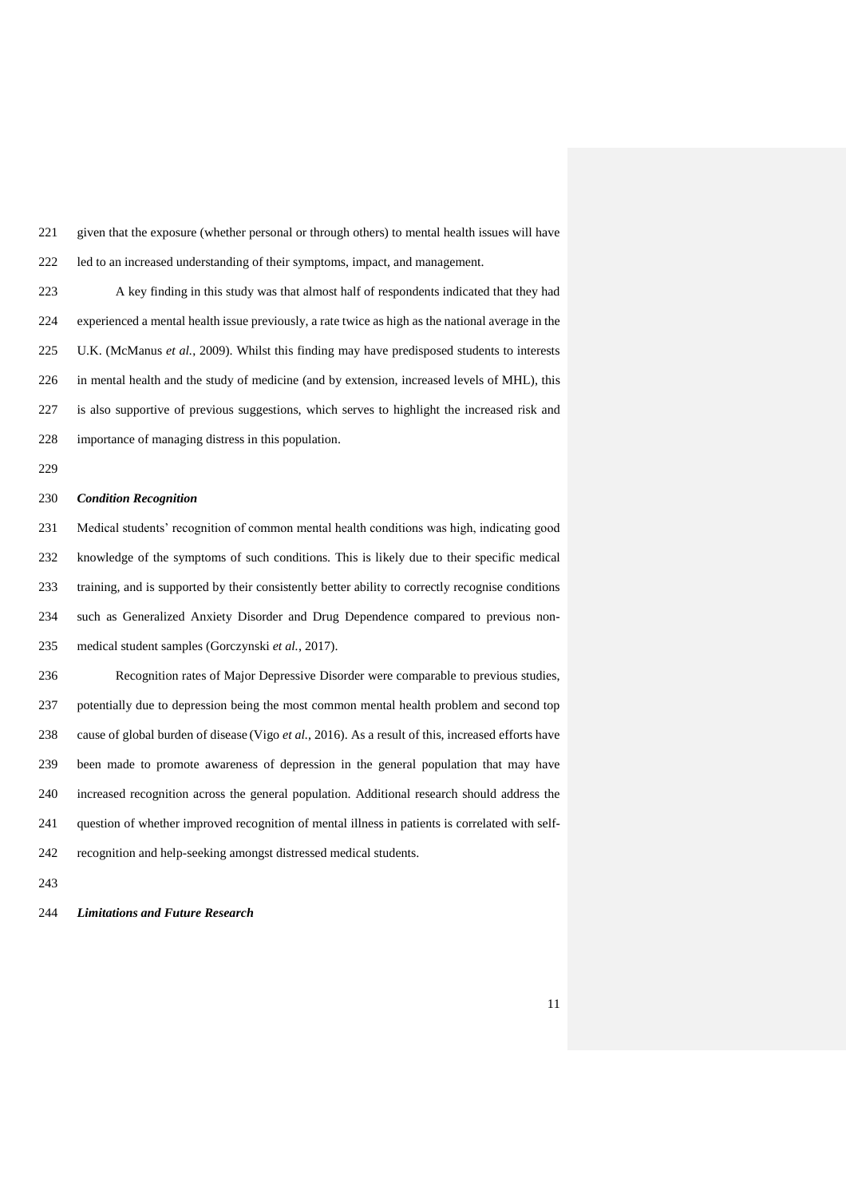given that the exposure (whether personal or through others) to mental health issues will have led to an increased understanding of their symptoms, impact, and management.

A key finding in this study was that almost half of respondents indicated that they had experienced a mental health issue previously, a rate twice as high as the national average in the U.K. (McManus *et al.*, 2009). Whilst this finding may have predisposed students to interests in mental health and the study of medicine (and by extension, increased levels of MHL), this is also supportive of previous suggestions, which serves to highlight the increased risk and importance of managing distress in this population.

### *Condition Recognition*

Medical students' recognition of common mental health conditions was high, indicating good knowledge of the symptoms of such conditions. This is likely due to their specific medical training, and is supported by their consistently better ability to correctly recognise conditions such as Generalized Anxiety Disorder and Drug Dependence compared to previous non-medical student samples (Gorczynski *et al.*, 2017).

Recognition rates of Major Depressive Disorder were comparable to previous studies, potentially due to depression being the most common mental health problem and second top cause of global burden of disease (Vigo *et al.*, 2016). As a result of this, increased efforts have been made to promote awareness of depression in the general population that may have increased recognition across the general population. Additional research should address the question of whether improved recognition of mental illness in patients is correlated with self-recognition and help-seeking amongst distressed medical students.

### *Limitations and Future Research*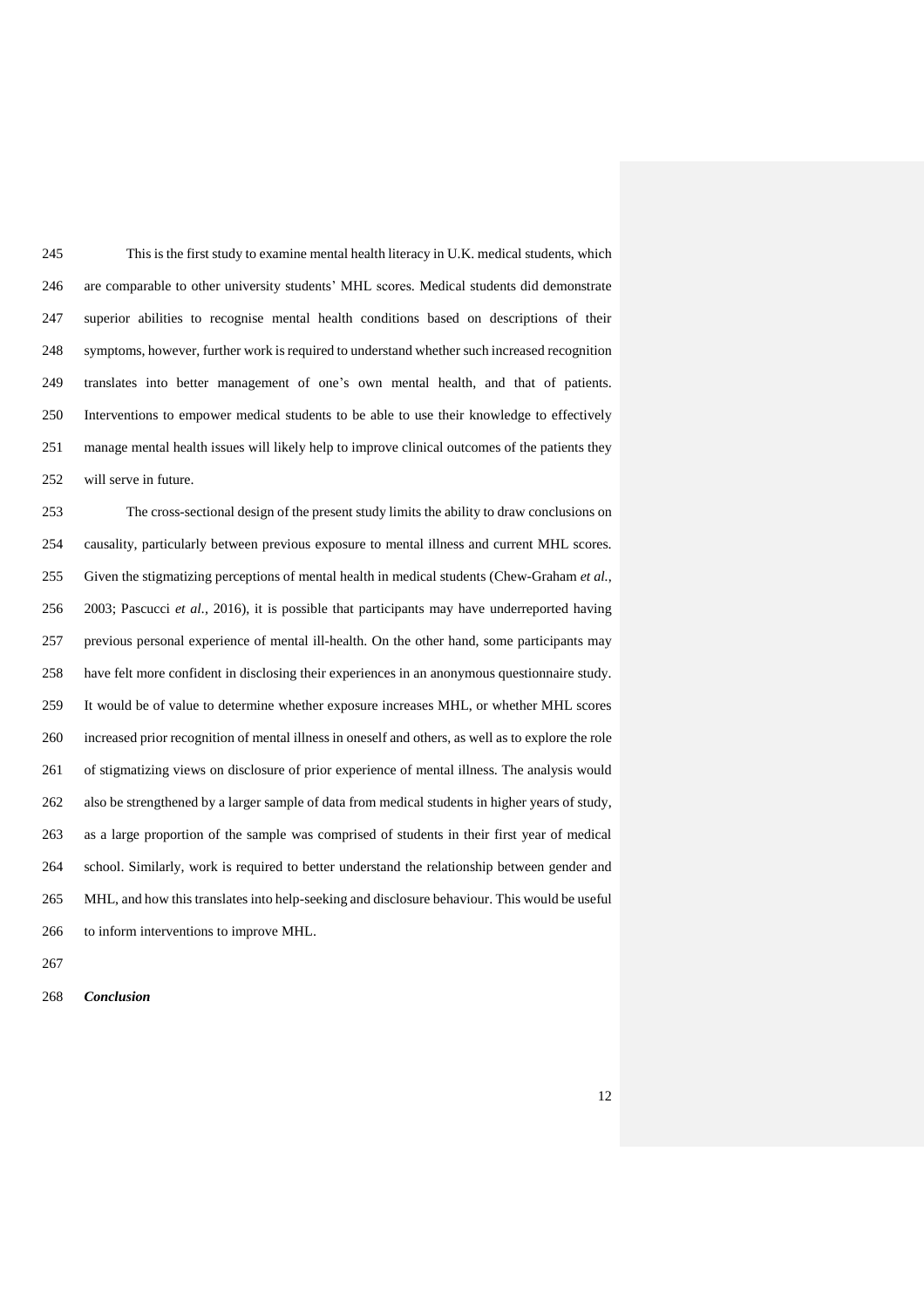This is the first study to examine mental health literacy in U.K. medical students, which are comparable to other university students' MHL scores. Medical students did demonstrate superior abilities to recognise mental health conditions based on descriptions of their symptoms, however, further work is required to understand whether such increased recognition translates into better management of one's own mental health, and that of patients. Interventions to empower medical students to be able to use their knowledge to effectively manage mental health issues will likely help to improve clinical outcomes of the patients they will serve in future.

The cross-sectional design of the present study limits the ability to draw conclusions on causality, particularly between previous exposure to mental illness and current MHL scores. Given the stigmatizing perceptions of mental health in medical students (Chew-Graham *et al.*, 2003; Pascucci *et al.*, 2016), it is possible that participants may have underreported having previous personal experience of mental ill-health. On the other hand, some participants may have felt more confident in disclosing their experiences in an anonymous questionnaire study. It would be of value to determine whether exposure increases MHL, or whether MHL scores increased prior recognition of mental illness in oneself and others, as well as to explore the role of stigmatizing views on disclosure of prior experience of mental illness. The analysis would also be strengthened by a larger sample of data from medical students in higher years of study, as a large proportion of the sample was comprised of students in their first year of medical school. Similarly, work is required to better understand the relationship between gender and MHL, and how this translates into help-seeking and disclosure behaviour. This would be useful to inform interventions to improve MHL.

***Conclusion***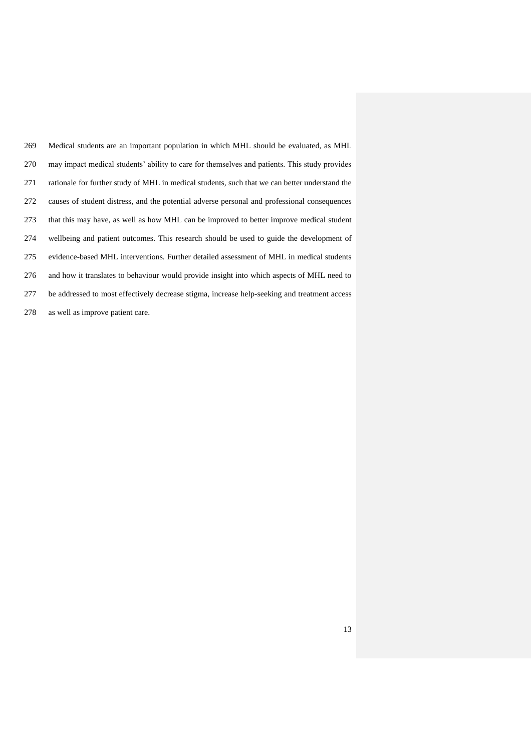Medical students are an important population in which MHL should be evaluated, as MHL may impact medical students' ability to care for themselves and patients. This study provides rationale for further study of MHL in medical students, such that we can better understand the causes of student distress, and the potential adverse personal and professional consequences that this may have, as well as how MHL can be improved to better improve medical student wellbeing and patient outcomes. This research should be used to guide the development of evidence-based MHL interventions. Further detailed assessment of MHL in medical students and how it translates to behaviour would provide insight into which aspects of MHL need to be addressed to most effectively decrease stigma, increase help-seeking and treatment access as well as improve patient care.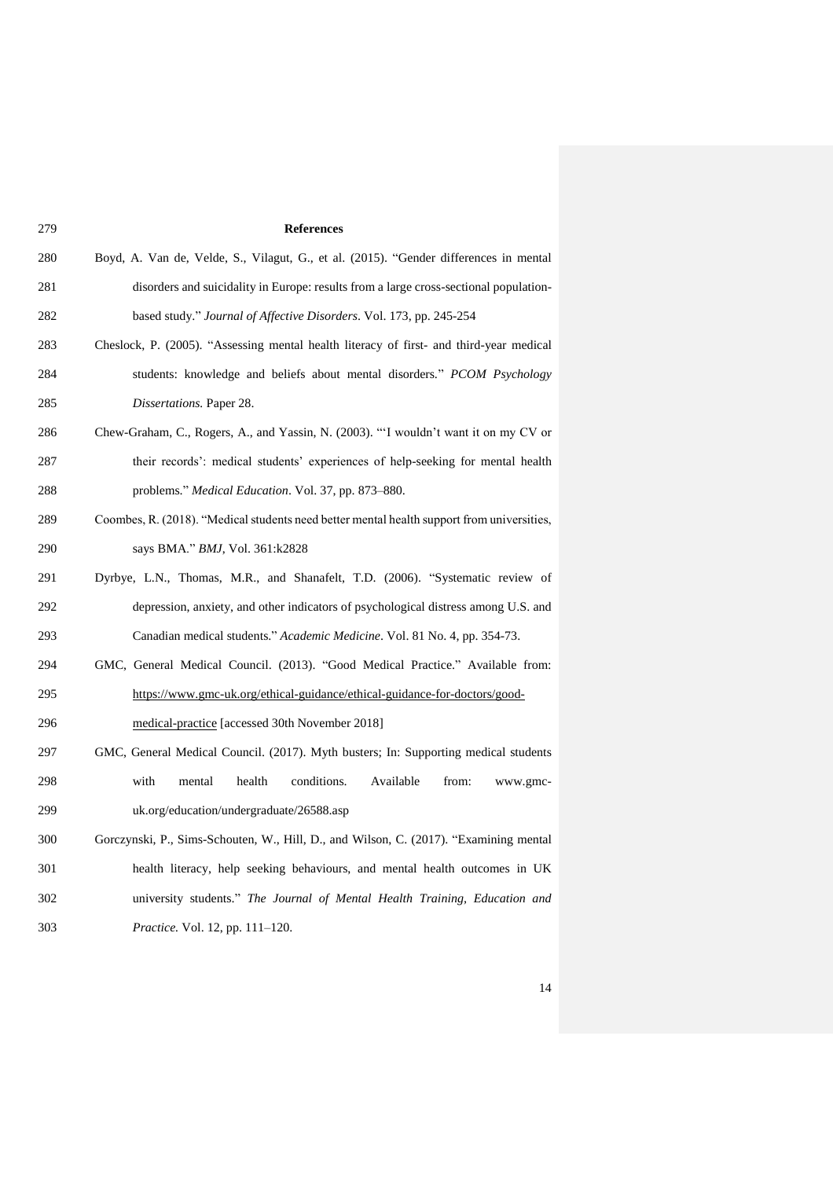## References

Boyd, A. Van de, Velde, S., Vilagut, G., et al. (2015). "Gender differences in mental disorders and suicidality in Europe: results from a large cross-sectional population-based study." *Journal of Affective Disorders*. Vol. 173, pp. 245-254

Cheslock, P. (2005). "Assessing mental health literacy of first- and third-year medical students: knowledge and beliefs about mental disorders." *PCOM Psychology Dissertations.* Paper 28.

Chew-Graham, C., Rogers, A., and Yassin, N. (2003). "'I wouldn't want it on my CV or their records': medical students' experiences of help-seeking for mental health problems." *Medical Education*. Vol. 37, pp. 873–880.

Coombes, R. (2018). "Medical students need better mental health support from universities, says BMA." *BMJ*, Vol. 361:k2828

Dyrbye, L.N., Thomas, M.R., and Shanafelt, T.D. (2006). "Systematic review of depression, anxiety, and other indicators of psychological distress among U.S. and Canadian medical students." *Academic Medicine*. Vol. 81 No. 4, pp. 354-73.

GMC, General Medical Council. (2013). "Good Medical Practice." Available from: https://www.gmc-uk.org/ethical-guidance/ethical-guidance-for-doctors/good-medical-practice [accessed 30th November 2018]

GMC, General Medical Council. (2017). Myth busters; In: Supporting medical students with mental health conditions. Available from: www.gmc-uk.org/education/undergraduate/26588.asp

Gorczynski, P., Sims-Schouten, W., Hill, D., and Wilson, C. (2017). "Examining mental health literacy, help seeking behaviours, and mental health outcomes in UK university students." *The Journal of Mental Health Training, Education and Practice.* Vol. 12, pp. 111–120.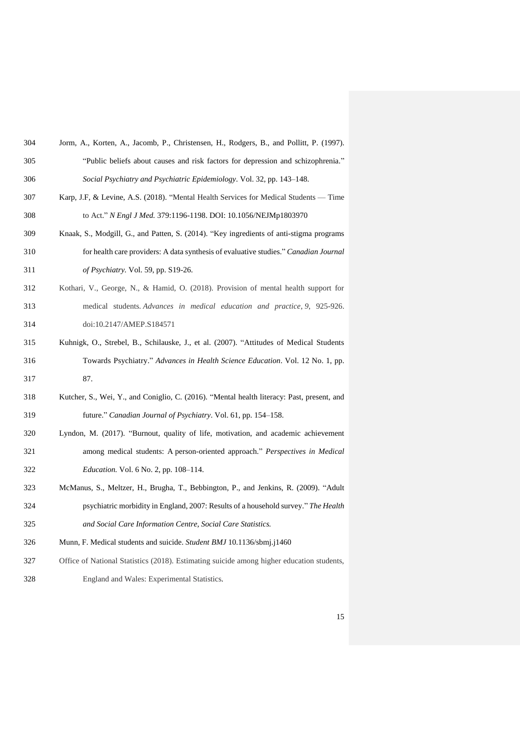Jorm, A., Korten, A., Jacomb, P., Christensen, H., Rodgers, B., and Pollitt, P. (1997). "Public beliefs about causes and risk factors for depression and schizophrenia." *Social Psychiatry and Psychiatric Epidemiology*. Vol. 32, pp. 143–148.

Karp, J.F, & Levine, A.S. (2018). "Mental Health Services for Medical Students — Time to Act." *N Engl J Med.* 379:1196-1198. DOI: 10.1056/NEJMp1803970

Knaak, S., Modgill, G., and Patten, S. (2014). "Key ingredients of anti-stigma programs for health care providers: A data synthesis of evaluative studies." *Canadian Journal of Psychiatry.* Vol. 59, pp. S19-26.

Kothari, V., George, N., & Hamid, O. (2018). Provision of mental health support for medical students. *Advances in medical education and practice*, *9*, 925-926. doi:10.2147/AMEP.S184571

Kuhnigk, O., Strebel, B., Schilauske, J., et al. (2007). "Attitudes of Medical Students Towards Psychiatry." *Advances in Health Science Education*. Vol. 12 No. 1, pp. 87.

Kutcher, S., Wei, Y., and Coniglio, C. (2016). "Mental health literacy: Past, present, and future." *Canadian Journal of Psychiatry*. Vol. 61, pp. 154–158.

Lyndon, M. (2017). "Burnout, quality of life, motivation, and academic achievement among medical students: A person-oriented approach." *Perspectives in Medical Education.* Vol. 6 No. 2, pp. 108–114.

McManus, S., Meltzer, H., Brugha, T., Bebbington, P., and Jenkins, R. (2009). "Adult psychiatric morbidity in England, 2007: Results of a household survey." *The Health and Social Care Information Centre, Social Care Statistics.*

Munn, F. Medical students and suicide. *Student BMJ* 10.1136/sbmj.j1460

Office of National Statistics (2018). Estimating suicide among higher education students, England and Wales: Experimental Statistics.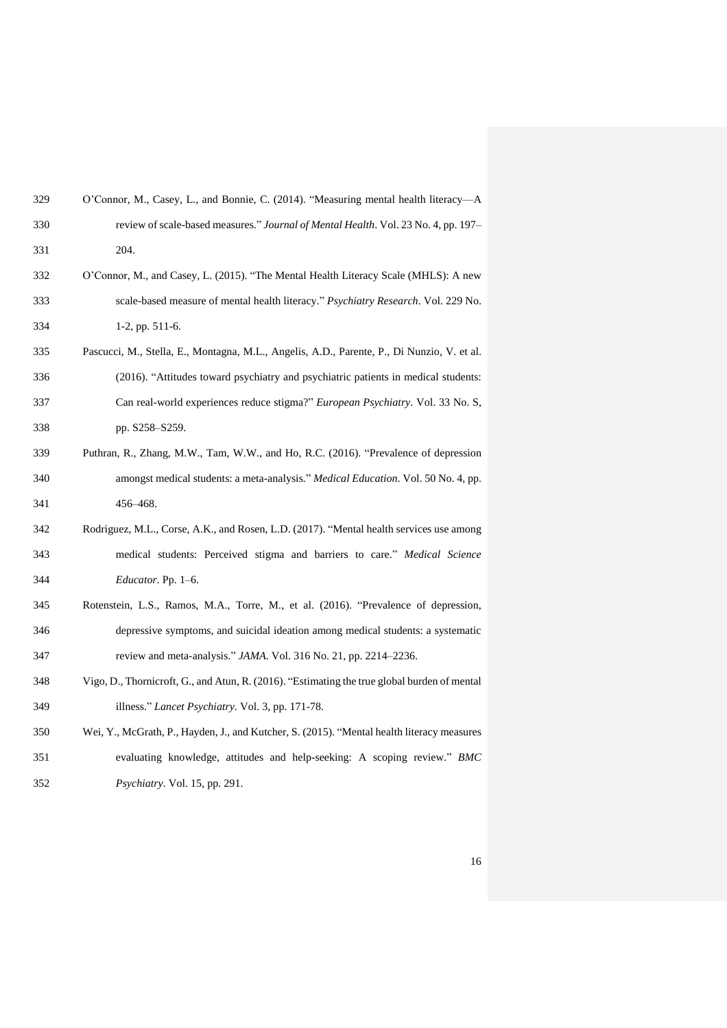O'Connor, M., Casey, L., and Bonnie, C. (2014). "Measuring mental health literacy—A review of scale-based measures." *Journal of Mental Health*. Vol. 23 No. 4, pp. 197–204.

O'Connor, M., and Casey, L. (2015). "The Mental Health Literacy Scale (MHLS): A new scale-based measure of mental health literacy." *Psychiatry Research*. Vol. 229 No. 1-2, pp. 511-6.

Pascucci, M., Stella, E., Montagna, M.L., Angelis, A.D., Parente, P., Di Nunzio, V. et al. (2016). "Attitudes toward psychiatry and psychiatric patients in medical students: Can real-world experiences reduce stigma?" *European Psychiatry*. Vol. 33 No. S, pp. S258–S259.

Puthran, R., Zhang, M.W., Tam, W.W., and Ho, R.C. (2016). "Prevalence of depression amongst medical students: a meta-analysis." *Medical Education*. Vol. 50 No. 4, pp. 456–468.

Rodriguez, M.L., Corse, A.K., and Rosen, L.D. (2017). "Mental health services use among medical students: Perceived stigma and barriers to care." *Medical Science Educator*. Pp. 1–6.

Rotenstein, L.S., Ramos, M.A., Torre, M., et al. (2016). "Prevalence of depression, depressive symptoms, and suicidal ideation among medical students: a systematic review and meta-analysis." *JAMA*. Vol. 316 No. 21, pp. 2214–2236.

Vigo, D., Thornicroft, G., and Atun, R. (2016). "Estimating the true global burden of mental illness." *Lancet Psychiatry*. Vol. 3, pp. 171-78.

Wei, Y., McGrath, P., Hayden, J., and Kutcher, S. (2015). "Mental health literacy measures evaluating knowledge, attitudes and help-seeking: A scoping review." *BMC Psychiatry*. Vol. 15, pp. 291.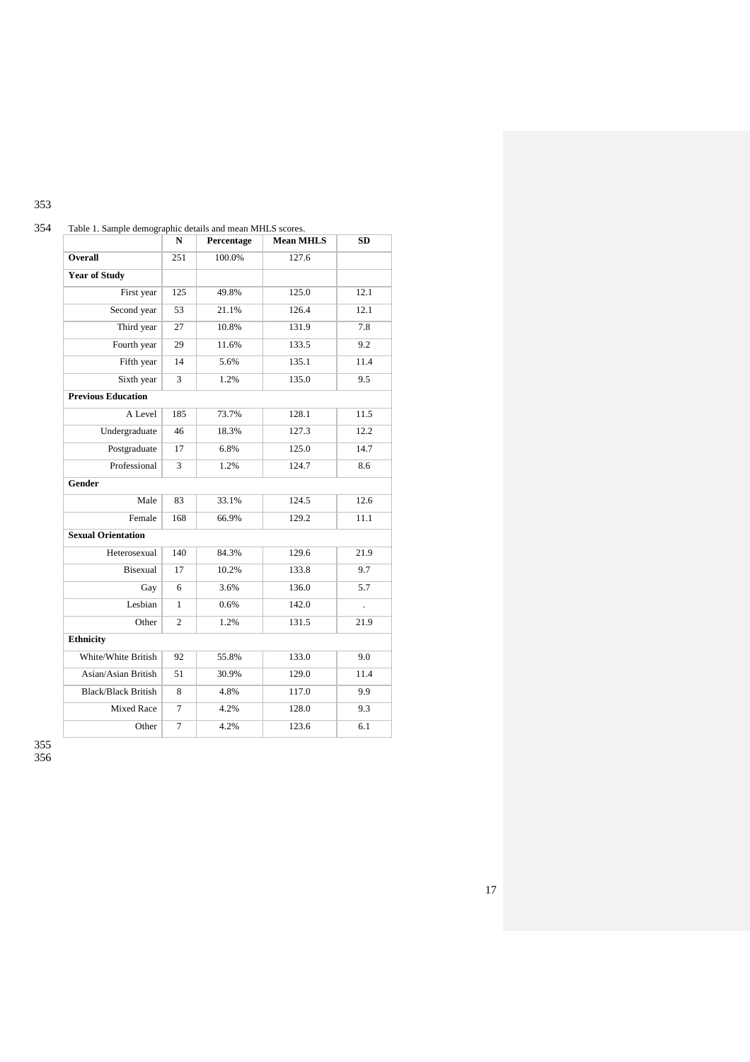Table 1. Sample demographic details and mean MHLS scores.

| | N | Percentage | Mean MHLS | SD |
|---|---|---|---|---|
| **Overall** | 251 | 100.0% | 127.6 | |
| **Year of Study** | | | | |
| First year | 125 | 49.8% | 125.0 | 12.1 |
| Second year | 53 | 21.1% | 126.4 | 12.1 |
| Third year | 27 | 10.8% | 131.9 | 7.8 |
| Fourth year | 29 | 11.6% | 133.5 | 9.2 |
| Fifth year | 14 | 5.6% | 135.1 | 11.4 |
| Sixth year | 3 | 1.2% | 135.0 | 9.5 |
| **Previous Education** | | | | |
| A Level | 185 | 73.7% | 128.1 | 11.5 |
| Undergraduate | 46 | 18.3% | 127.3 | 12.2 |
| Postgraduate | 17 | 6.8% | 125.0 | 14.7 |
| Professional | 3 | 1.2% | 124.7 | 8.6 |
| **Gender** | | | | |
| Male | 83 | 33.1% | 124.5 | 12.6 |
| Female | 168 | 66.9% | 129.2 | 11.1 |
| **Sexual Orientation** | | | | |
| Heterosexual | 140 | 84.3% | 129.6 | 21.9 |
| Bisexual | 17 | 10.2% | 133.8 | 9.7 |
| Gay | 6 | 3.6% | 136.0 | 5.7 |
| Lesbian | 1 | 0.6% | 142.0 | . |
| Other | 2 | 1.2% | 131.5 | 21.9 |
| **Ethnicity** | | | | |
| White/White British | 92 | 55.8% | 133.0 | 9.0 |
| Asian/Asian British | 51 | 30.9% | 129.0 | 11.4 |
| Black/Black British | 8 | 4.8% | 117.0 | 9.9 |
| Mixed Race | 7 | 4.2% | 128.0 | 9.3 |
| Other | 7 | 4.2% | 123.6 | 6.1 |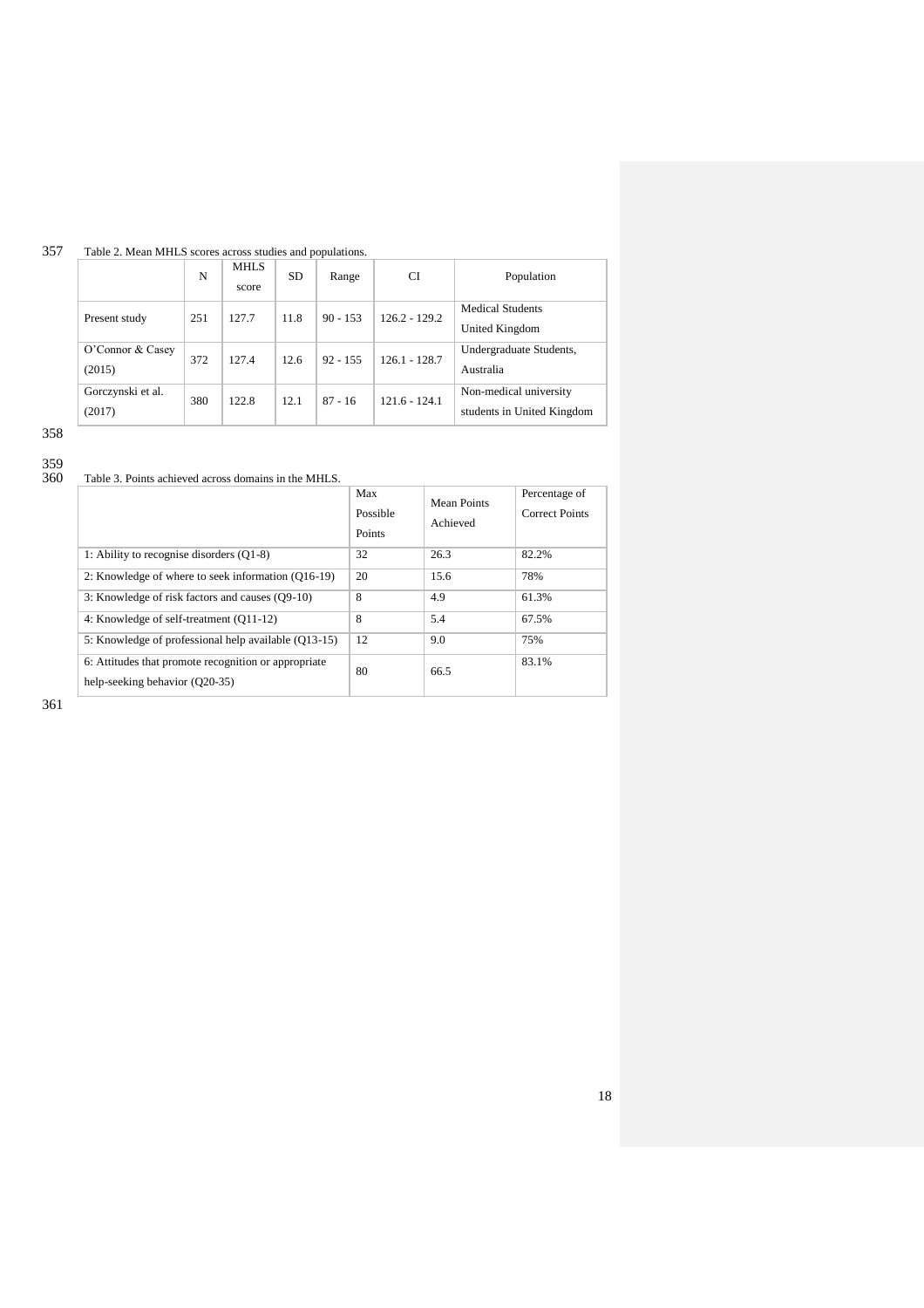Table 2. Mean MHLS scores across studies and populations.

| | N | MHLS score | SD | Range | CI | Population |
|---|---|---|---|---|---|---|
| Present study | 251 | 127.7 | 11.8 | 90 - 153 | 126.2 - 129.2 | Medical Students United Kingdom |
| O'Connor & Casey (2015) | 372 | 127.4 | 12.6 | 92 - 155 | 126.1 - 128.7 | Undergraduate Students, Australia |
| Gorczynski et al. (2017) | 380 | 122.8 | 12.1 | 87 - 16 | 121.6 - 124.1 | Non-medical university students in United Kingdom |

Table 3. Points achieved across domains in the MHLS.

| | Max Possible Points | Mean Points Achieved | Percentage of Correct Points |
|---|---|---|---|
| 1: Ability to recognise disorders (Q1-8) | 32 | 26.3 | 82.2% |
| 2: Knowledge of where to seek information (Q16-19) | 20 | 15.6 | 78% |
| 3: Knowledge of risk factors and causes (Q9-10) | 8 | 4.9 | 61.3% |
| 4: Knowledge of self-treatment (Q11-12) | 8 | 5.4 | 67.5% |
| 5: Knowledge of professional help available (Q13-15) | 12 | 9.0 | 75% |
| 6: Attitudes that promote recognition or appropriate help-seeking behavior (Q20-35) | 80 | 66.5 | 83.1% |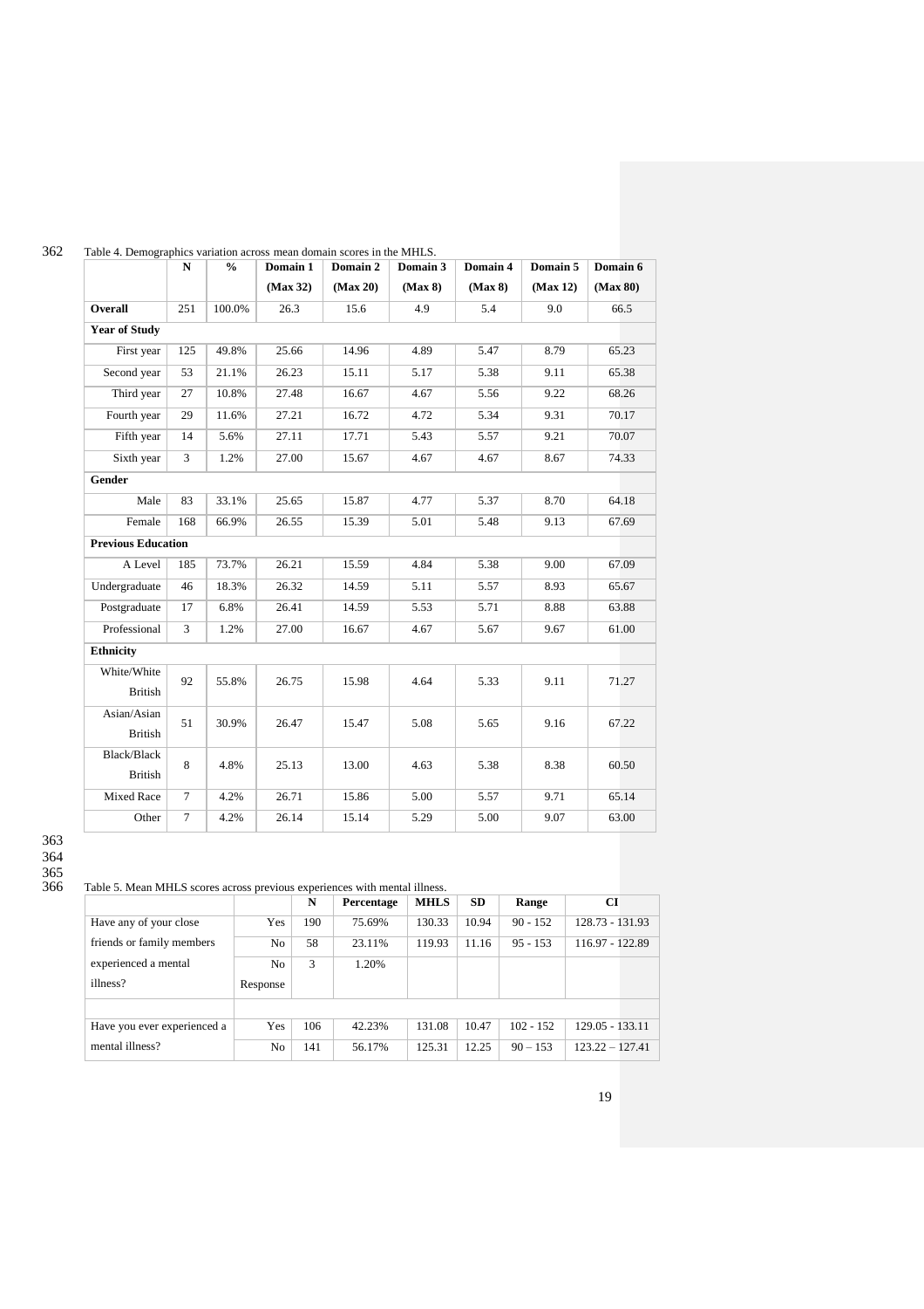Table 4. Demographics variation across mean domain scores in the MHLS.

| | N | % | Domain 1 (Max 32) | Domain 2 (Max 20) | Domain 3 (Max 8) | Domain 4 (Max 8) | Domain 5 (Max 12) | Domain 6 (Max 80) |
|---|---|---|---|---|---|---|---|---|
| **Overall** | 251 | 100.0% | 26.3 | 15.6 | 4.9 | 5.4 | 9.0 | 66.5 |
| **Year of Study** | | | | | | | | |
| First year | 125 | 49.8% | 25.66 | 14.96 | 4.89 | 5.47 | 8.79 | 65.23 |
| Second year | 53 | 21.1% | 26.23 | 15.11 | 5.17 | 5.38 | 9.11 | 65.38 |
| Third year | 27 | 10.8% | 27.48 | 16.67 | 4.67 | 5.56 | 9.22 | 68.26 |
| Fourth year | 29 | 11.6% | 27.21 | 16.72 | 4.72 | 5.34 | 9.31 | 70.17 |
| Fifth year | 14 | 5.6% | 27.11 | 17.71 | 5.43 | 5.57 | 9.21 | 70.07 |
| Sixth year | 3 | 1.2% | 27.00 | 15.67 | 4.67 | 4.67 | 8.67 | 74.33 |
| **Gender** | | | | | | | | |
| Male | 83 | 33.1% | 25.65 | 15.87 | 4.77 | 5.37 | 8.70 | 64.18 |
| Female | 168 | 66.9% | 26.55 | 15.39 | 5.01 | 5.48 | 9.13 | 67.69 |
| **Previous Education** | | | | | | | | |
| A Level | 185 | 73.7% | 26.21 | 15.59 | 4.84 | 5.38 | 9.00 | 67.09 |
| Undergraduate | 46 | 18.3% | 26.32 | 14.59 | 5.11 | 5.57 | 8.93 | 65.67 |
| Postgraduate | 17 | 6.8% | 26.41 | 14.59 | 5.53 | 5.71 | 8.88 | 63.88 |
| Professional | 3 | 1.2% | 27.00 | 16.67 | 4.67 | 5.67 | 9.67 | 61.00 |
| **Ethnicity** | | | | | | | | |
| White/White British | 92 | 55.8% | 26.75 | 15.98 | 4.64 | 5.33 | 9.11 | 71.27 |
| Asian/Asian British | 51 | 30.9% | 26.47 | 15.47 | 5.08 | 5.65 | 9.16 | 67.22 |
| Black/Black British | 8 | 4.8% | 25.13 | 13.00 | 4.63 | 5.38 | 8.38 | 60.50 |
| Mixed Race | 7 | 4.2% | 26.71 | 15.86 | 5.00 | 5.57 | 9.71 | 65.14 |
| Other | 7 | 4.2% | 26.14 | 15.14 | 5.29 | 5.00 | 9.07 | 63.00 |

Table 5. Mean MHLS scores across previous experiences with mental illness.

| | | N | Percentage | MHLS | SD | Range | CI |
|---|---|---|---|---|---|---|---|
| Have any of your close friends or family members experienced a mental illness? | Yes | 190 | 75.69% | 130.33 | 10.94 | 90 - 152 | 128.73 - 131.93 |
| | No | 58 | 23.11% | 119.93 | 11.16 | 95 - 153 | 116.97 - 122.89 |
| | No Response | 3 | 1.20% | | | | |
| | | | | | | | |
| Have you ever experienced a mental illness? | Yes | 106 | 42.23% | 131.08 | 10.47 | 102 - 152 | 129.05 - 133.11 |
| | No | 141 | 56.17% | 125.31 | 12.25 | 90 – 153 | 123.22 – 127.41 |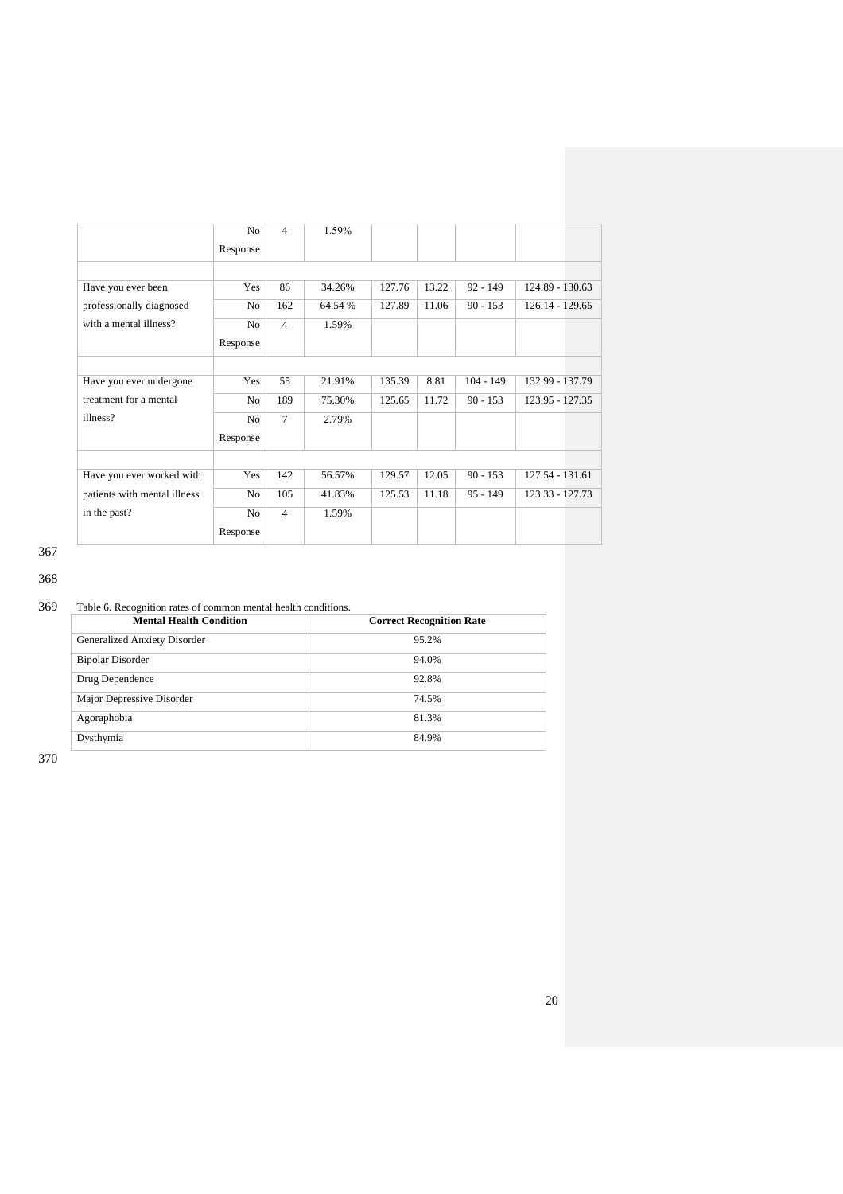| | | | | | | | |
|---|---|---|---|---|---|---|---|
| | No Response | 4 | 1.59% | | | | |
| | | | | | | | |
| Have you ever been professionally diagnosed with a mental illness? | Yes | 86 | 34.26% | 127.76 | 13.22 | 92 - 149 | 124.89 - 130.63 |
| | No | 162 | 64.54 % | 127.89 | 11.06 | 90 - 153 | 126.14 - 129.65 |
| | No Response | 4 | 1.59% | | | | |
| | | | | | | | |
| Have you ever undergone treatment for a mental illness? | Yes | 55 | 21.91% | 135.39 | 8.81 | 104 - 149 | 132.99 - 137.79 |
| | No | 189 | 75.30% | 125.65 | 11.72 | 90 - 153 | 123.95 - 127.35 |
| | No Response | 7 | 2.79% | | | | |
| | | | | | | | |
| Have you ever worked with patients with mental illness in the past? | Yes | 142 | 56.57% | 129.57 | 12.05 | 90 - 153 | 127.54 - 131.61 |
| | No | 105 | 41.83% | 125.53 | 11.18 | 95 - 149 | 123.33 - 127.73 |
| | No Response | 4 | 1.59% | | | | |

Table 6. Recognition rates of common mental health conditions.

| Mental Health Condition | Correct Recognition Rate |
|---|---|
| Generalized Anxiety Disorder | 95.2% |
| Bipolar Disorder | 94.0% |
| Drug Dependence | 92.8% |
| Major Depressive Disorder | 74.5% |
| Agoraphobia | 81.3% |
| Dysthymia | 84.9% |